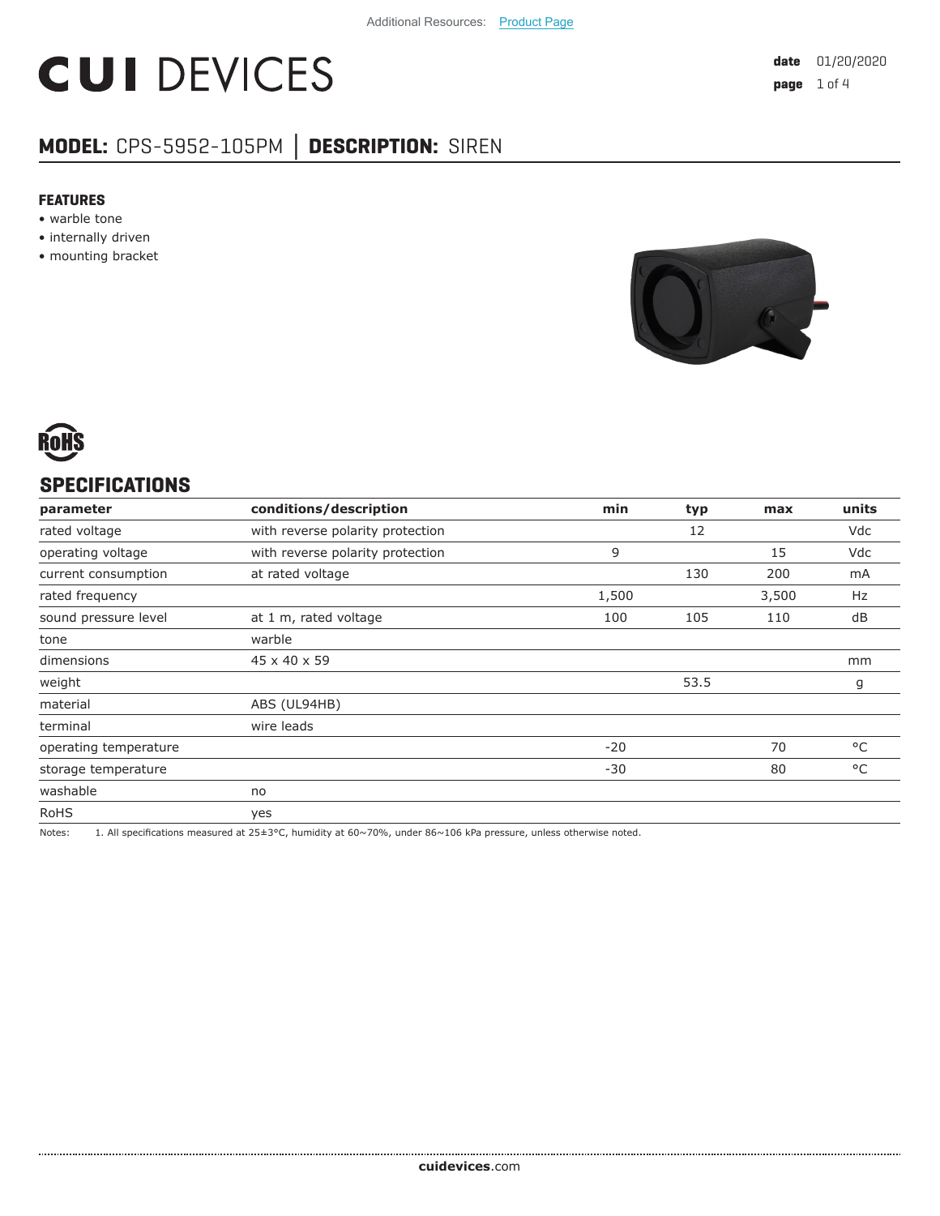Additional Resources: Product Page

# CUI DEVICES

**date** 01/20/2020

## MODEL: CPS-5952-105PM │ DESCRIPTION: SIREN

### FEATURES

- warble tone
- internally driven
- mounting bracket

RoHS

## SPECIFICATIONS

| parameter | conditions/description | min | typ | max | units |
|---|---|---|---|---|---|
| rated voltage | with reverse polarity protection | | 12 | | Vdc |
| operating voltage | with reverse polarity protection | 9 | | 15 | Vdc |
| current consumption | at rated voltage | | 130 | 200 | mA |
| rated frequency | | 1,500 | | 3,500 | Hz |
| sound pressure level | at 1 m, rated voltage | 100 | 105 | 110 | dB |
| tone | warble | | | | |
| dimensions | 45 x 40 x 59 | | | | mm |
| weight | | | 53.5 | | g |
| material | ABS (UL94HB) | | | | |
| terminal | wire leads | | | | |
| operating temperature | | -20 | | 70 | °C |
| storage temperature | | -30 | | 80 | °C |
| washable | no | | | | |
| RoHS | yes | | | | |

Notes: 1. All specifications measured at 25±3°C, humidity at 60~70%, under 86~106 kPa pressure, unless otherwise noted.

**cuidevices**.com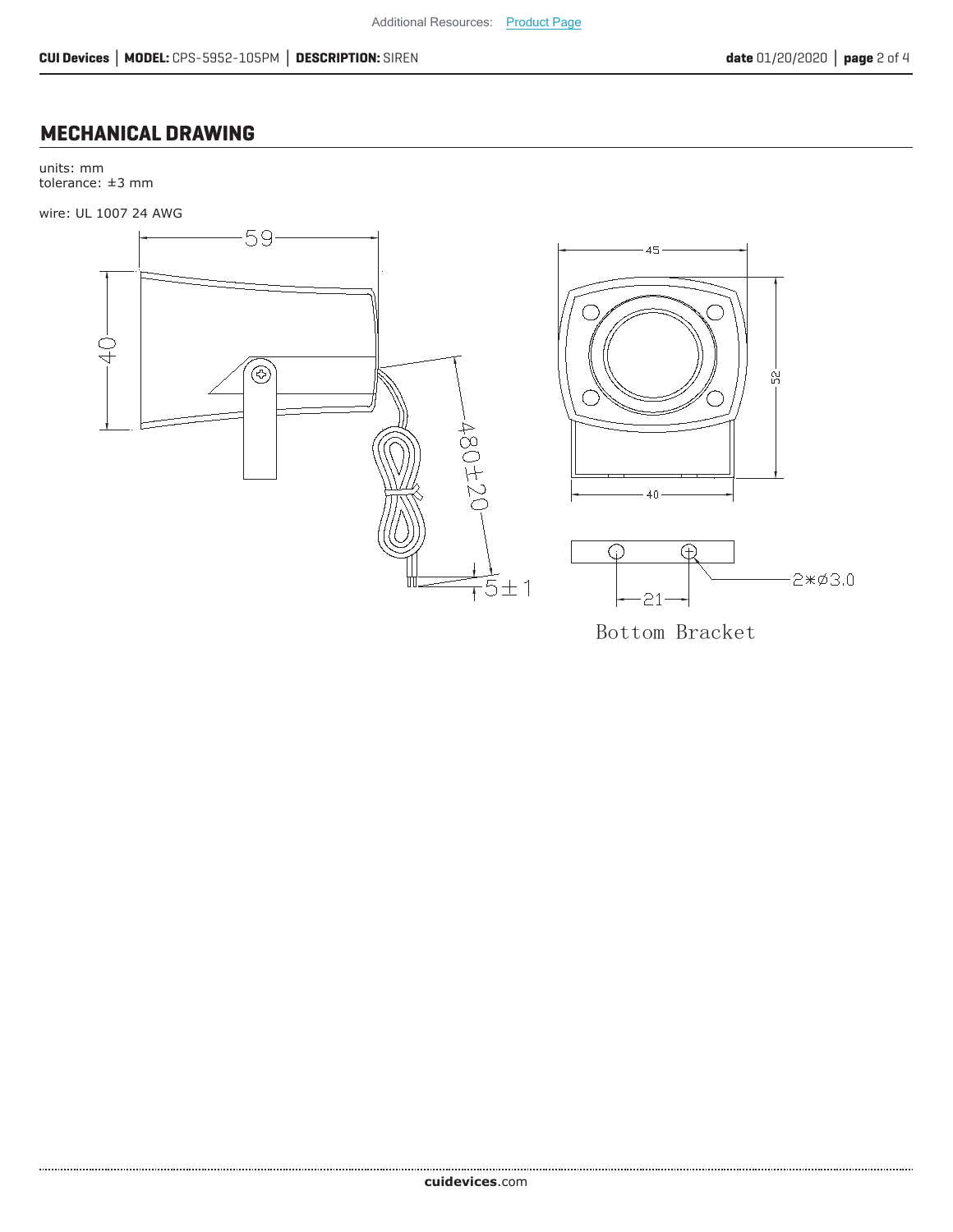## MECHANICAL DRAWING

units: mm
tolerance: ±3 mm

wire: UL 1007 24 AWG

59

40

480±20

5±1

45

52

40

2*ø3.0

21

Bottom Bracket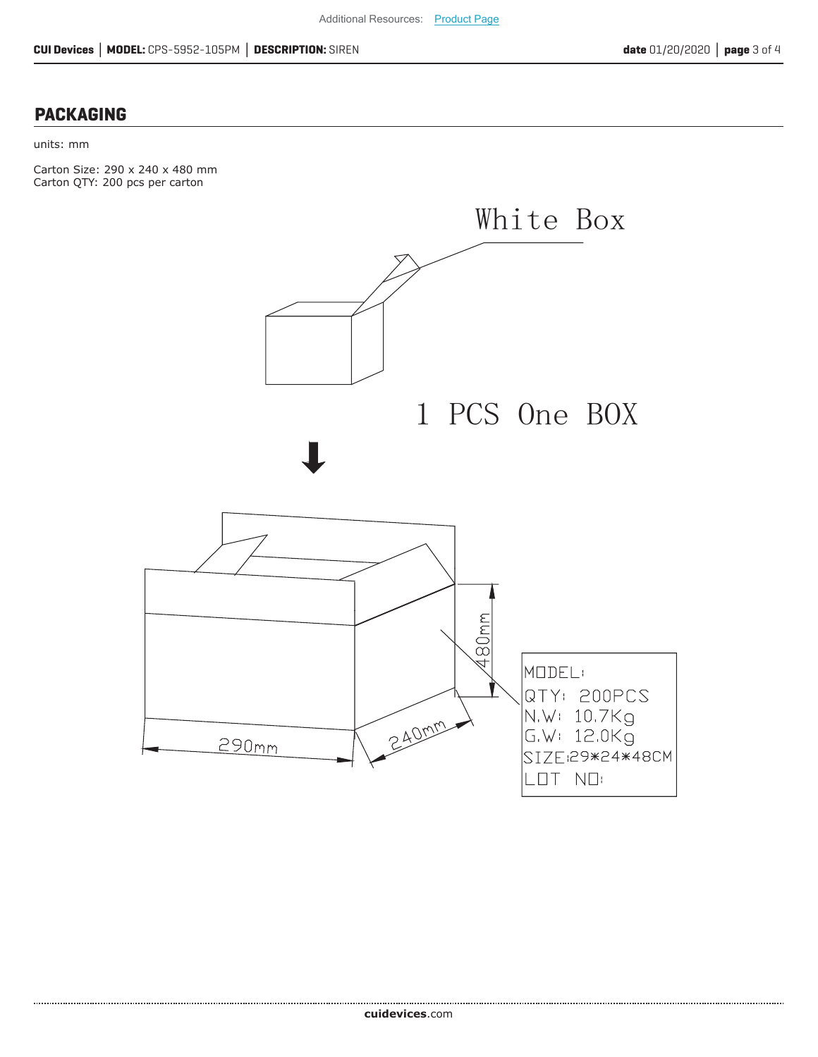## PACKAGING

units: mm

Carton Size: 290 x 240 x 480 mm
Carton QTY: 200 pcs per carton

White Box

1 PCS One BOX

290mm

240mm

480mm

MODEL:
QTY: 200PCS
N.W: 10.7Kg
G.W: 12.0Kg
SIZE:29*24*48CM
LOT NO: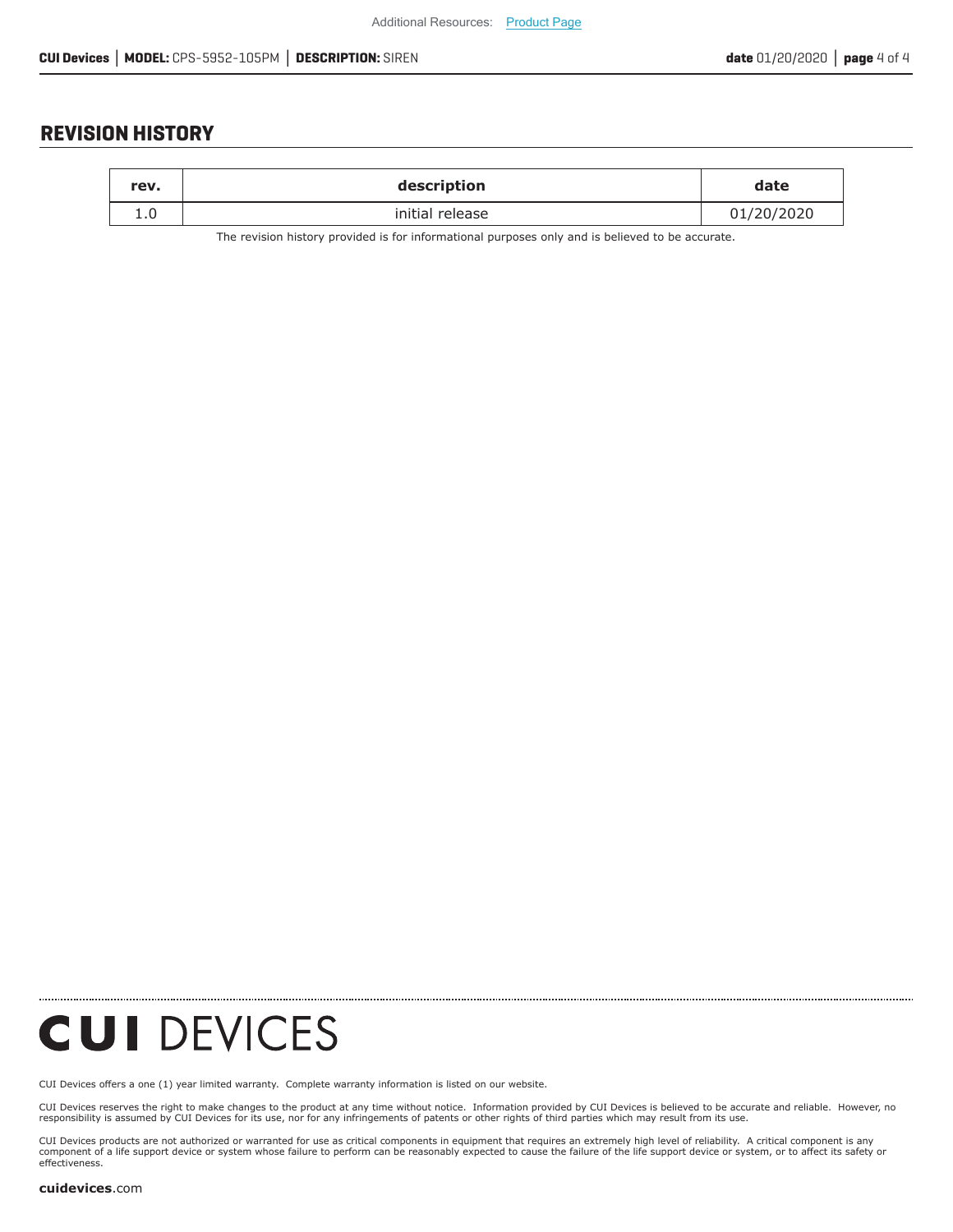## REVISION HISTORY

| rev. | description | date |
| --- | --- | --- |
| 1.0 | initial release | 01/20/2020 |

The revision history provided is for informational purposes only and is believed to be accurate.

CUI DEVICES

CUI Devices offers a one (1) year limited warranty. Complete warranty information is listed on our website.

CUI Devices reserves the right to make changes to the product at any time without notice. Information provided by CUI Devices is believed to be accurate and reliable. However, no responsibility is assumed by CUI Devices for its use, nor for any infringements of patents or other rights of third parties which may result from its use.

CUI Devices products are not authorized or warranted for use as critical components in equipment that requires an extremely high level of reliability. A critical component is any component of a life support device or system whose failure to perform can be reasonably expected to cause the failure of the life support device or system, or to affect its safety or effectiveness.

**cuidevices**.com